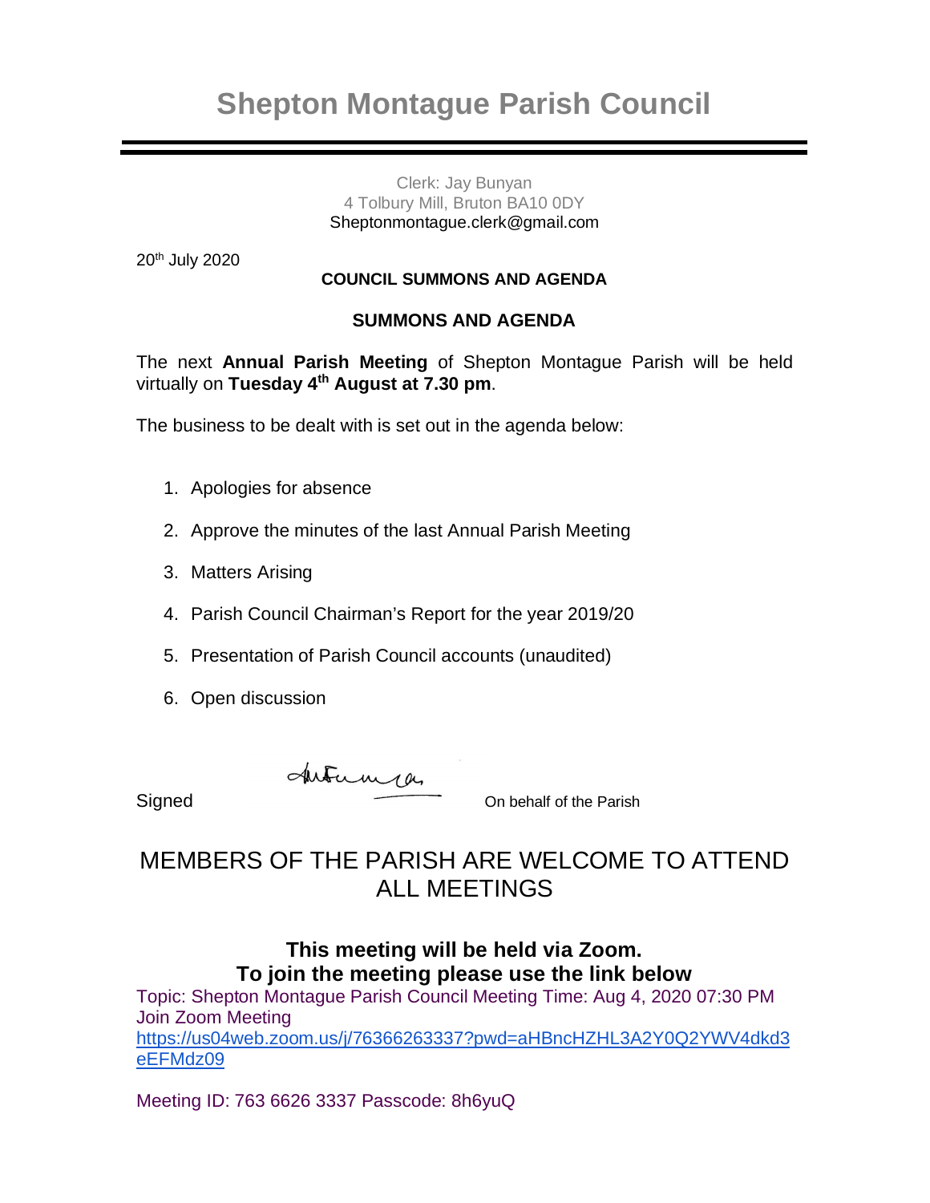# Shepton Montague Parish Council

Clerk: Jay Bunyan
4 Tolbury Mill, Bruton BA10 0DY
Sheptonmontague.clerk@gmail.com

20th July 2020

**COUNCIL SUMMONS AND AGENDA**

**SUMMONS AND AGENDA**

The next **Annual Parish Meeting** of Shepton Montague Parish will be held virtually on **Tuesday 4th August at 7.30 pm**.

The business to be dealt with is set out in the agenda below:

1. Apologies for absence
2. Approve the minutes of the last Annual Parish Meeting
3. Matters Arising
4. Parish Council Chairman's Report for the year 2019/20
5. Presentation of Parish Council accounts (unaudited)
6. Open discussion

Signed On behalf of the Parish

## MEMBERS OF THE PARISH ARE WELCOME TO ATTEND ALL MEETINGS

**This meeting will be held via Zoom.**
**To join the meeting please use the link below**

Topic: Shepton Montague Parish Council Meeting Time: Aug 4, 2020 07:30 PM
Join Zoom Meeting
https://us04web.zoom.us/j/76366263337?pwd=aHBncHZHL3A2Y0Q2YWV4dkd3eEFMdz09

Meeting ID: 763 6626 3337 Passcode: 8h6yuQ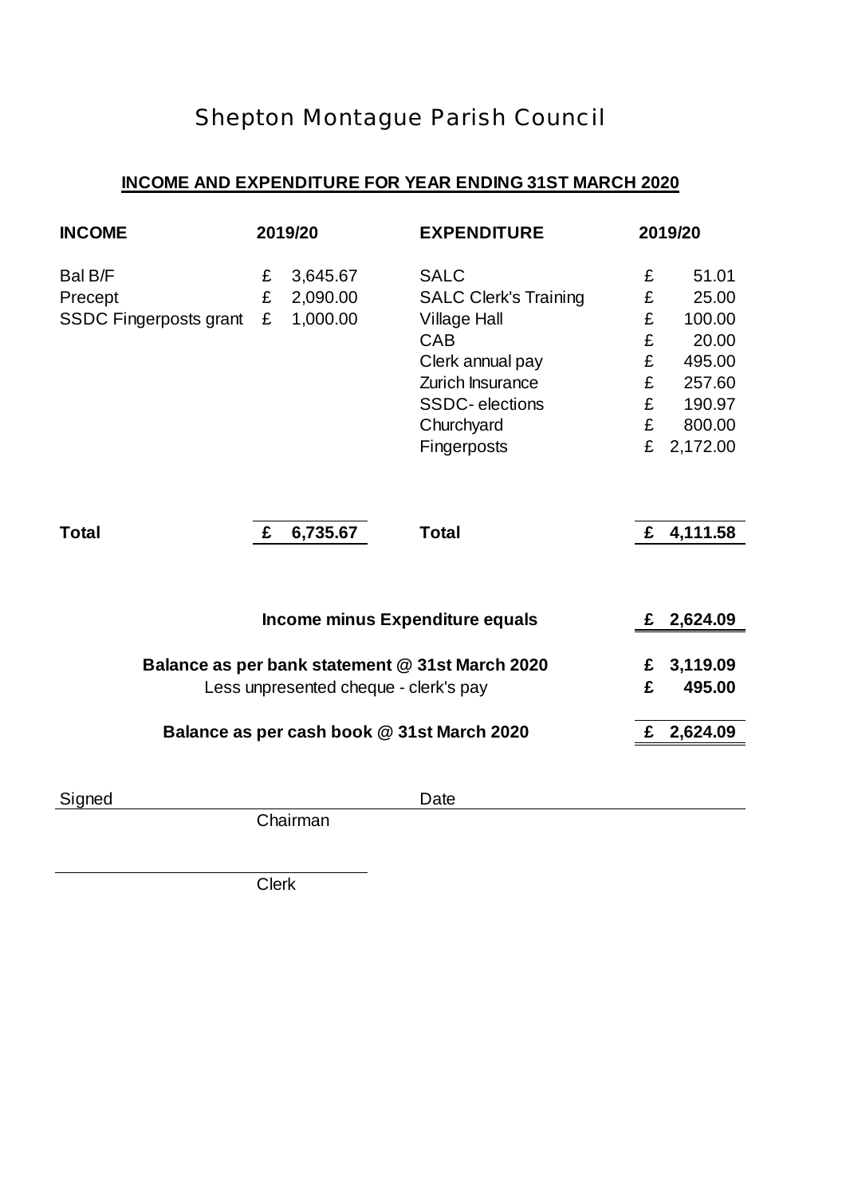# Shepton Montague Parish Council

## INCOME AND EXPENDITURE FOR YEAR ENDING 31ST MARCH 2020

| INCOME | 2019/20 | | EXPENDITURE | 2019/20 | |
|---|---|---|---|---|---|
| Bal B/F | £ | 3,645.67 | SALC | £ | 51.01 |
| Precept | £ | 2,090.00 | SALC Clerk's Training | £ | 25.00 |
| SSDC Fingerposts grant | £ | 1,000.00 | Village Hall | £ | 100.00 |
| | | | CAB | £ | 20.00 |
| | | | Clerk annual pay | £ | 495.00 |
| | | | Zurich Insurance | £ | 257.60 |
| | | | SSDC- elections | £ | 190.97 |
| | | | Churchyard | £ | 800.00 |
| | | | Fingerposts | £ | 2,172.00 |
| **Total** | **£** | **6,735.67** | **Total** | **£** | **4,111.58** |

| | | |
|---|---|---|
| **Income minus Expenditure equals** | **£** | **2,624.09** |
| **Balance as per bank statement @ 31st March 2020** | **£** | **3,119.09** |
| Less unpresented cheque - clerk's pay | **£** | **495.00** |
| **Balance as per cash book @ 31st March 2020** | **£** | **2,624.09** |

Signed _______________________ Date _______________________

Chairman

_______________________

Clerk